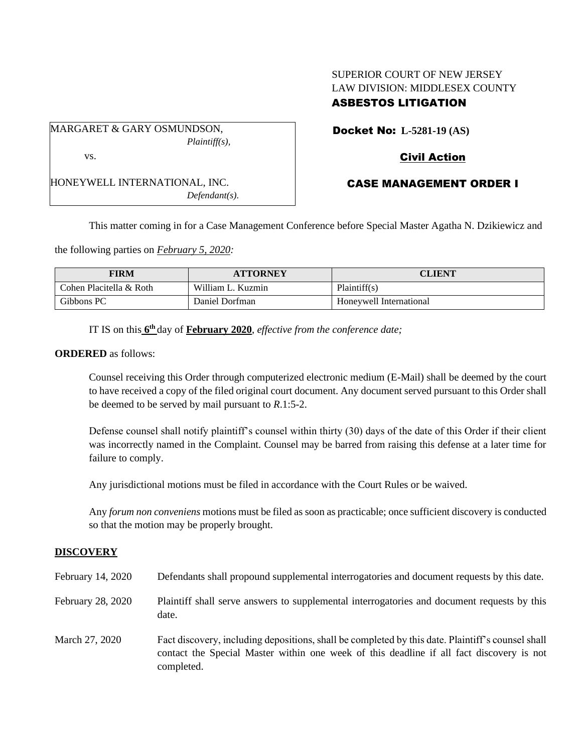SUPERIOR COURT OF NEW JERSEY
LAW DIVISION: MIDDLESEX COUNTY
**ASBESTOS LITIGATION**

MARGARET & GARY OSMUNDSON,
*Plaintiff(s),*

vs.

HONEYWELL INTERNATIONAL, INC.
*Defendant(s).*

**Docket No: L-5281-19 (AS)**

**Civil Action**

**CASE MANAGEMENT ORDER I**

This matter coming in for a Case Management Conference before Special Master Agatha N. Dzikiewicz and the following parties on ***February 5, 2020:***

| FIRM | ATTORNEY | CLIENT |
|---|---|---|
| Cohen Placitella & Roth | William L. Kuzmin | Plaintiff(s) |
| Gibbons PC | Daniel Dorfman | Honeywell International |

IT IS on this **6th** day of **February 2020**, *effective from the conference date;*

**ORDERED** as follows:

Counsel receiving this Order through computerized electronic medium (E-Mail) shall be deemed by the court to have received a copy of the filed original court document. Any document served pursuant to this Order shall be deemed to be served by mail pursuant to *R*.1:5-2.

Defense counsel shall notify plaintiff's counsel within thirty (30) days of the date of this Order if their client was incorrectly named in the Complaint. Counsel may be barred from raising this defense at a later time for failure to comply.

Any jurisdictional motions must be filed in accordance with the Court Rules or be waived.

Any *forum non conveniens* motions must be filed as soon as practicable; once sufficient discovery is conducted so that the motion may be properly brought.

**DISCOVERY**

February 14, 2020 — Defendants shall propound supplemental interrogatories and document requests by this date.

February 28, 2020 — Plaintiff shall serve answers to supplemental interrogatories and document requests by this date.

March 27, 2020 — Fact discovery, including depositions, shall be completed by this date. Plaintiff's counsel shall contact the Special Master within one week of this deadline if all fact discovery is not completed.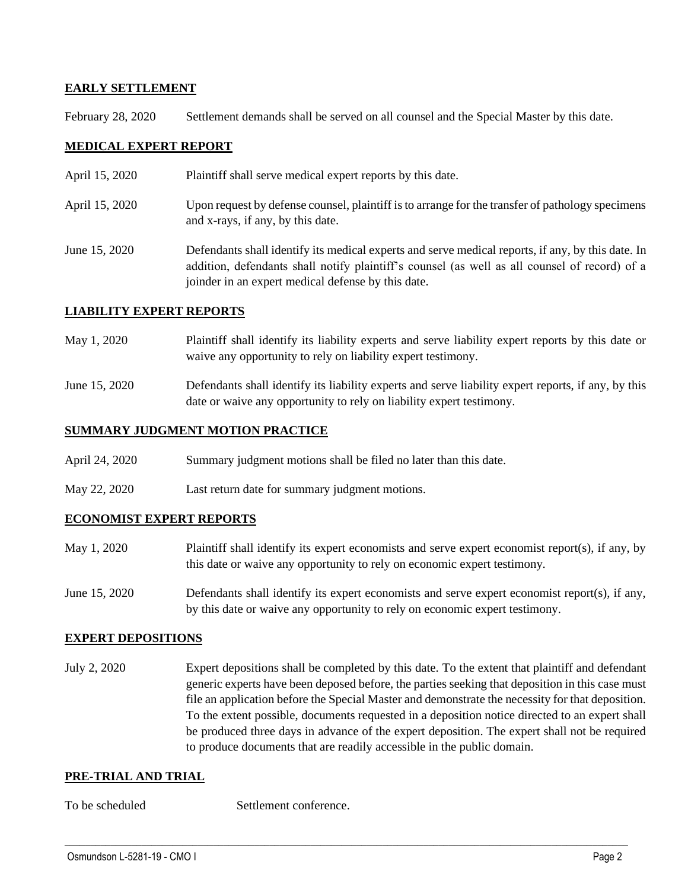**EARLY SETTLEMENT**

February 28, 2020 Settlement demands shall be served on all counsel and the Special Master by this date.

**MEDICAL EXPERT REPORT**

April 15, 2020 Plaintiff shall serve medical expert reports by this date.

April 15, 2020 Upon request by defense counsel, plaintiff is to arrange for the transfer of pathology specimens and x-rays, if any, by this date.

June 15, 2020 Defendants shall identify its medical experts and serve medical reports, if any, by this date. In addition, defendants shall notify plaintiff's counsel (as well as all counsel of record) of a joinder in an expert medical defense by this date.

**LIABILITY EXPERT REPORTS**

May 1, 2020 Plaintiff shall identify its liability experts and serve liability expert reports by this date or waive any opportunity to rely on liability expert testimony.

June 15, 2020 Defendants shall identify its liability experts and serve liability expert reports, if any, by this date or waive any opportunity to rely on liability expert testimony.

**SUMMARY JUDGMENT MOTION PRACTICE**

April 24, 2020 Summary judgment motions shall be filed no later than this date.

May 22, 2020 Last return date for summary judgment motions.

**ECONOMIST EXPERT REPORTS**

May 1, 2020 Plaintiff shall identify its expert economists and serve expert economist report(s), if any, by this date or waive any opportunity to rely on economic expert testimony.

June 15, 2020 Defendants shall identify its expert economists and serve expert economist report(s), if any, by this date or waive any opportunity to rely on economic expert testimony.

**EXPERT DEPOSITIONS**

July 2, 2020 Expert depositions shall be completed by this date. To the extent that plaintiff and defendant generic experts have been deposed before, the parties seeking that deposition in this case must file an application before the Special Master and demonstrate the necessity for that deposition. To the extent possible, documents requested in a deposition notice directed to an expert shall be produced three days in advance of the expert deposition. The expert shall not be required to produce documents that are readily accessible in the public domain.

**PRE-TRIAL AND TRIAL**

To be scheduled Settlement conference.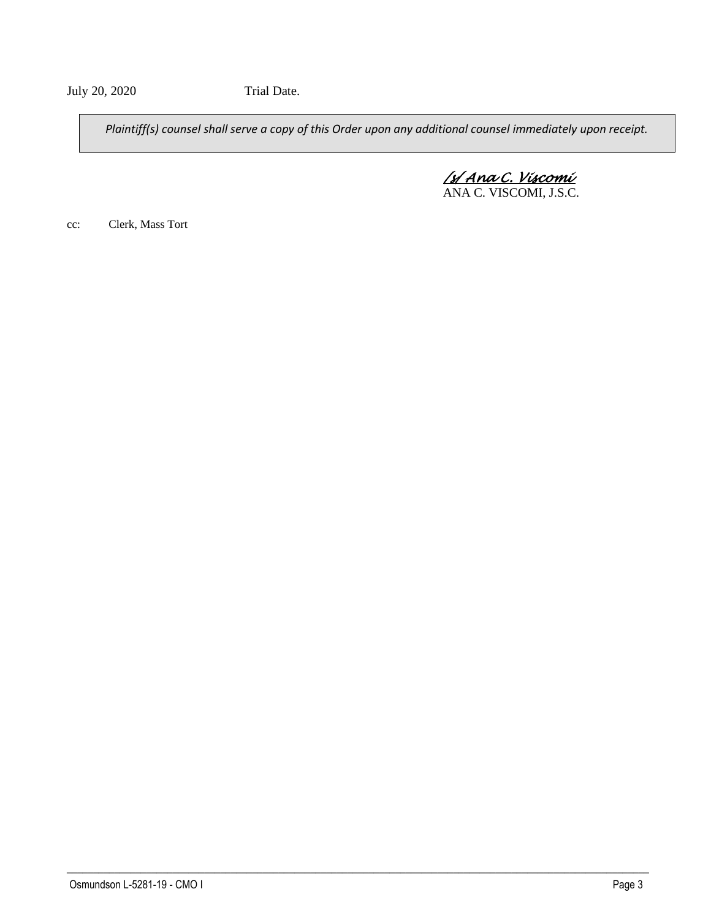| | |
|---|---|
| July 20, 2020 | Trial Date. |

*Plaintiff(s) counsel shall serve a copy of this Order upon any additional counsel immediately upon receipt.*

*/s/ Ana C. Viscomi*
ANA C. VISCOMI, J.S.C.

cc: Clerk, Mass Tort